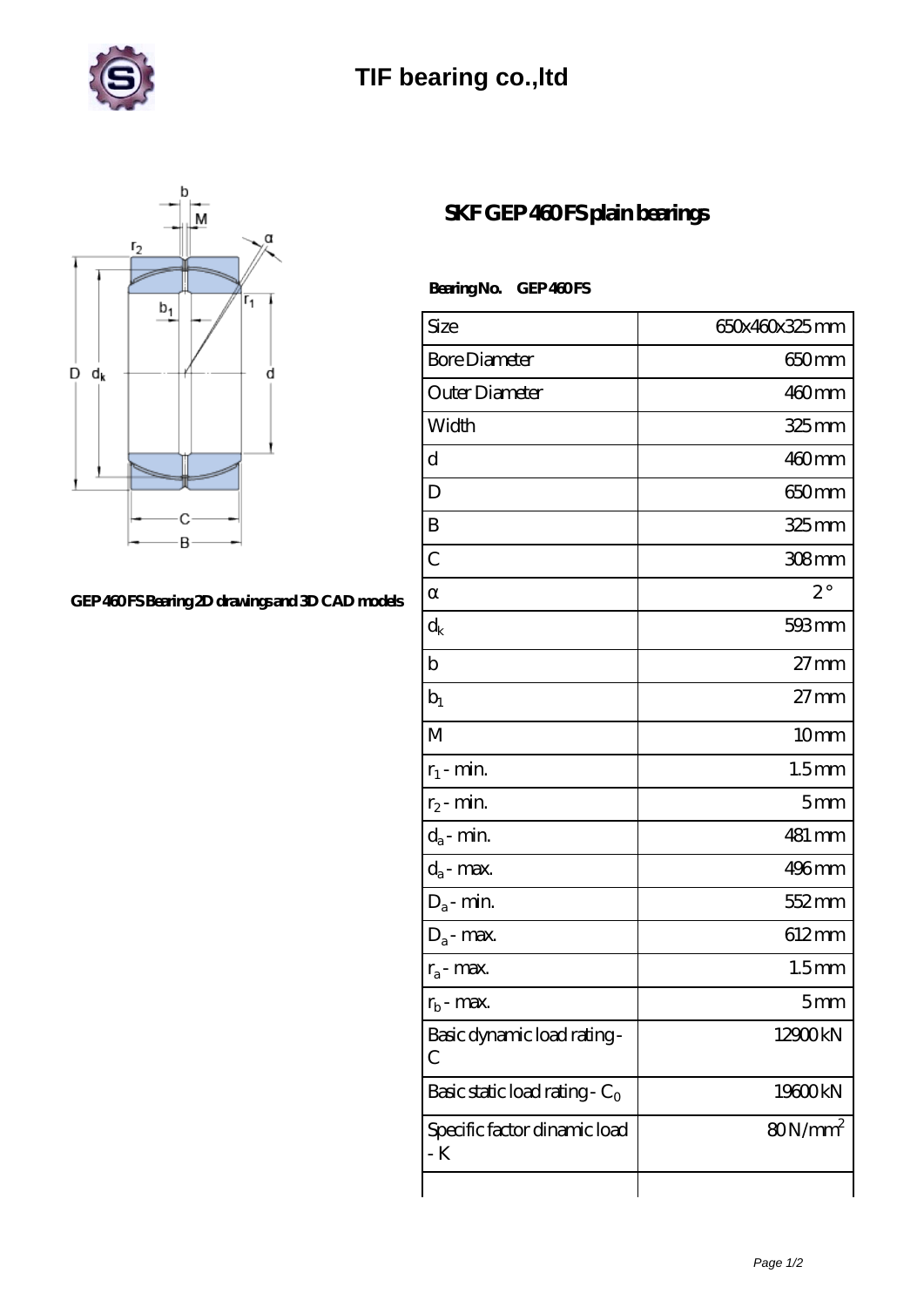# TIF bearing co.,ltd

GEP 460 FS Bearing 2D drawings and 3D CAD models

## SKF GEP 460 FS plain bearings

**Bearing No. GEP 460 FS**

| | |
|---|---|
| Size | 650x460x325 mm |
| Bore Diameter | 650 mm |
| Outer Diameter | 460 mm |
| Width | 325 mm |
| d | 460 mm |
| D | 650 mm |
| B | 325 mm |
| C | 308 mm |
| α | 2 ° |
| $d_k$ | 593 mm |
| b | 27 mm |
| $b_1$ | 27 mm |
| M | 10 mm |
| $r_1$ - min. | 1.5 mm |
| $r_2$ - min. | 5 mm |
| $d_a$ - min. | 481 mm |
| $d_a$ - max. | 496 mm |
| $D_a$ - min. | 552 mm |
| $D_a$ - max. | 612 mm |
| $r_a$ - max. | 1.5 mm |
| $r_b$ - max. | 5 mm |
| Basic dynamic load rating - C | 12900 kN |
| Basic static load rating - $C_0$ | 19600 kN |
| Specific factor dinamic load - K | 80 N/mm$^2$ |
| | |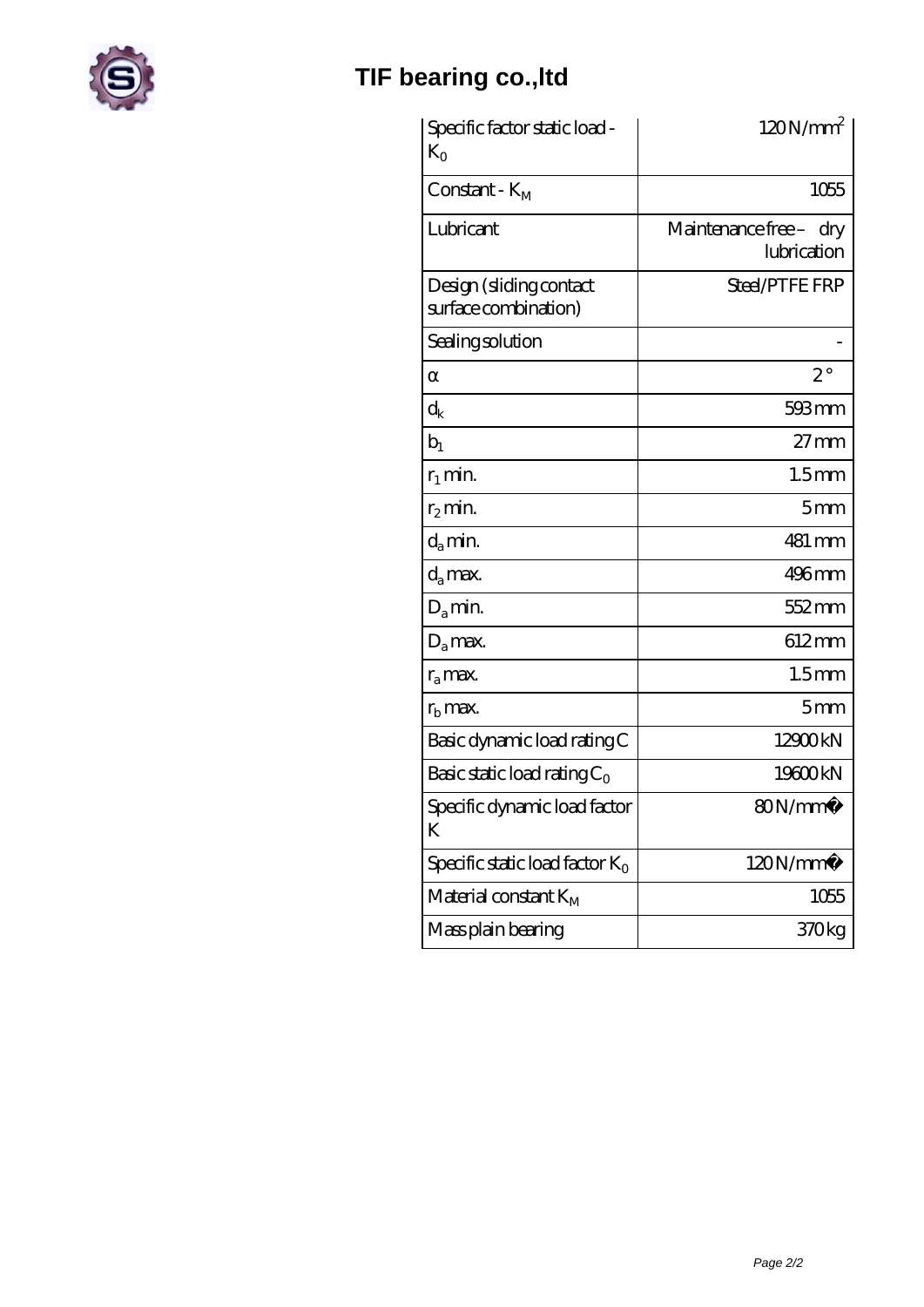| | |
|---|---|
| Specific factor static load - $K_0$ | 120 N/mm$^2$ |
| Constant - $K_M$ | 1055 |
| Lubricant | Maintenance free – dry lubrication |
| Design (sliding contact surface combination) | Steel/PTFE FRP |
| Sealing solution | - |
| α | 2 ° |
| $d_k$ | 593 mm |
| $b_1$ | 27 mm |
| $r_1$ min. | 1.5 mm |
| $r_2$ min. | 5 mm |
| $d_a$ min. | 481 mm |
| $d_a$ max. | 496 mm |
| $D_a$ min. | 552 mm |
| $D_a$ max. | 612 mm |
| $r_a$ max. | 1.5 mm |
| $r_b$ max. | 5 mm |
| Basic dynamic load rating C | 12900 kN |
| Basic static load rating $C_0$ | 19600 kN |
| Specific dynamic load factor K | 80 N/mm� |
| Specific static load factor $K_0$ | 120 N/mm� |
| Material constant $K_M$ | 1055 |
| Mass plain bearing | 370 kg |